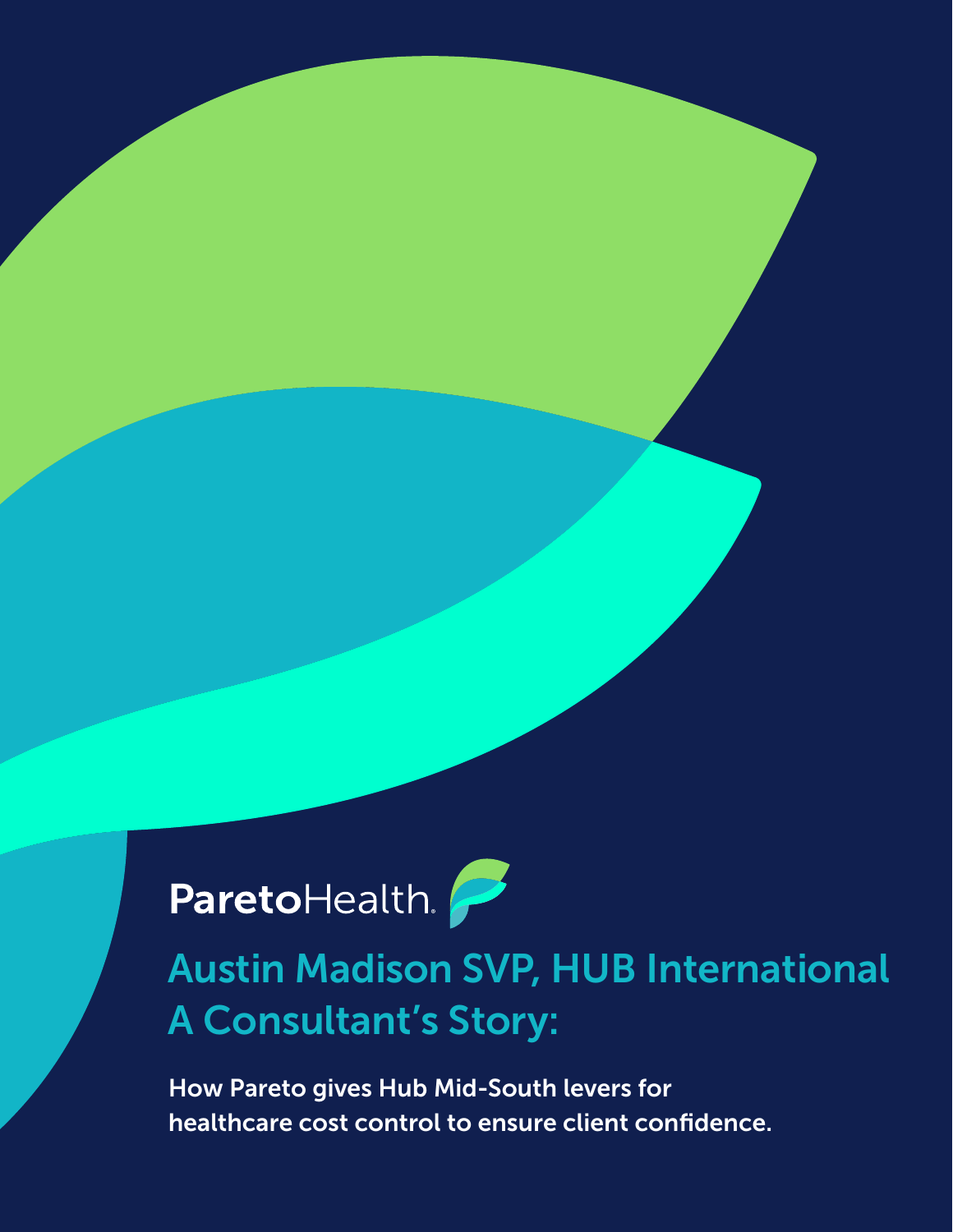ParetoHealth

# Austin Madison SVP, HUB International
# A Consultant's Story:

**How Pareto gives Hub Mid-South levers for healthcare cost control to ensure client confidence.**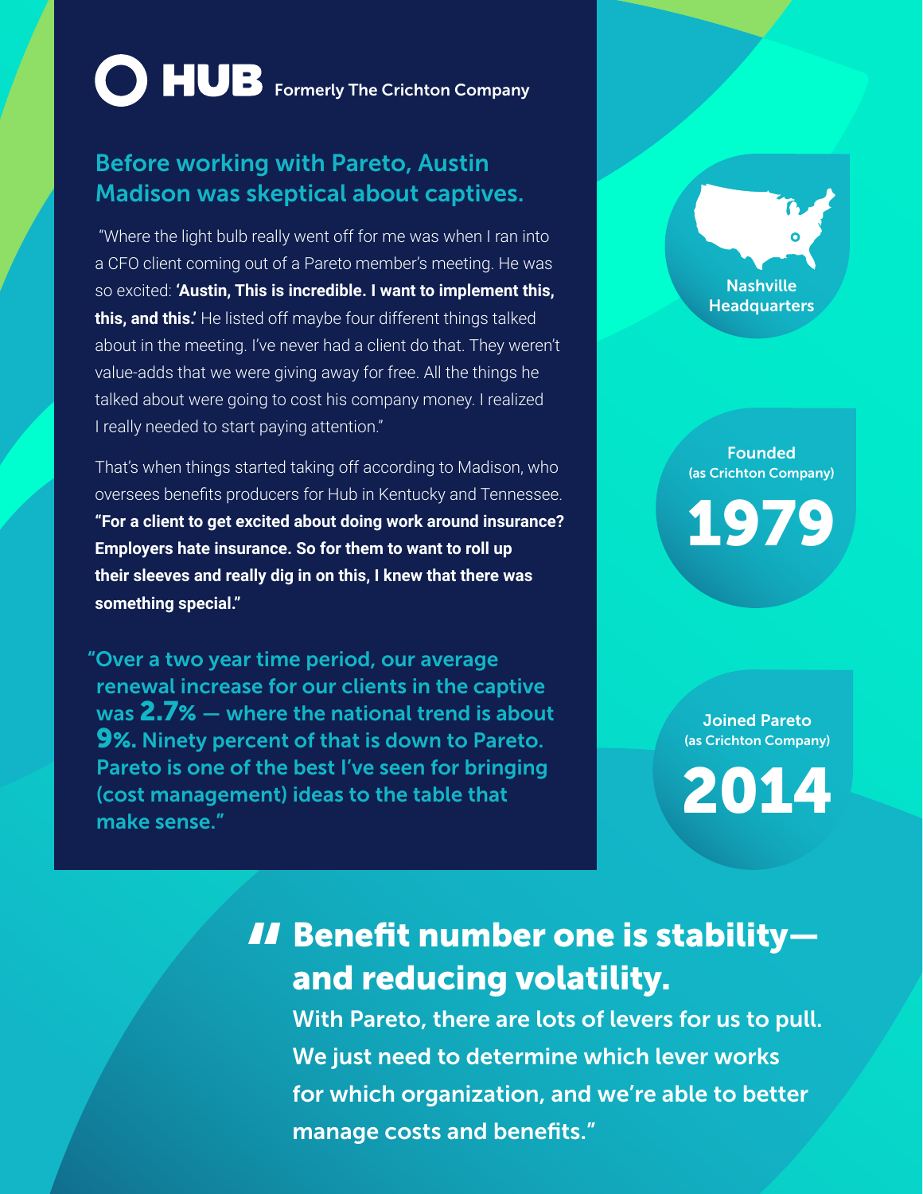# HUB Formerly The Crichton Company

## Before working with Pareto, Austin Madison was skeptical about captives.

"Where the light bulb really went off for me was when I ran into a CFO client coming out of a Pareto member's meeting. He was so excited: **'Austin, This is incredible. I want to implement this, this, and this.'** He listed off maybe four different things talked about in the meeting. I've never had a client do that. They weren't value-adds that we were giving away for free. All the things he talked about were going to cost his company money. I realized I really needed to start paying attention."

That's when things started taking off according to Madison, who oversees benefits producers for Hub in Kentucky and Tennessee. **"For a client to get excited about doing work around insurance? Employers hate insurance. So for them to want to roll up their sleeves and really dig in on this, I knew that there was something special."**

"Over a two year time period, our average renewal increase for our clients in the captive was **2.7%** — where the national trend is about **9%.** Ninety percent of that is down to Pareto. Pareto is one of the best I've seen for bringing (cost management) ideas to the table that make sense."

Nashville Headquarters

Founded (as Crichton Company)
**1979**

Joined Pareto (as Crichton Company)
**2014**

> **"Benefit number one is stability— and reducing volatility.**
> With Pareto, there are lots of levers for us to pull. We just need to determine which lever works for which organization, and we're able to better manage costs and benefits."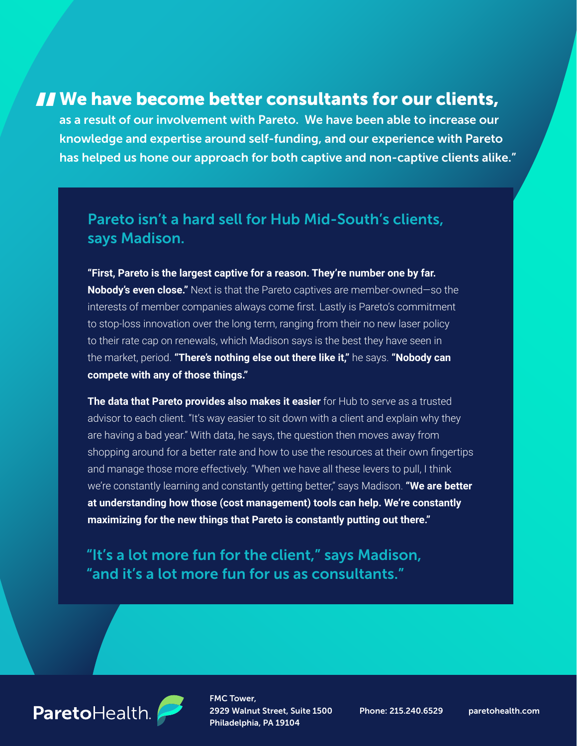> **We have become better consultants for our clients,** as a result of our involvement with Pareto. We have been able to increase our knowledge and expertise around self-funding, and our experience with Pareto has helped us hone our approach for both captive and non-captive clients alike."

## Pareto isn't a hard sell for Hub Mid-South's clients, says Madison.

**"First, Pareto is the largest captive for a reason. They're number one by far. Nobody's even close."** Next is that the Pareto captives are member-owned—so the interests of member companies always come first. Lastly is Pareto's commitment to stop-loss innovation over the long term, ranging from their no new laser policy to their rate cap on renewals, which Madison says is the best they have seen in the market, period. **"There's nothing else out there like it,"** he says. **"Nobody can compete with any of those things."**

**The data that Pareto provides also makes it easier** for Hub to serve as a trusted advisor to each client. "It's way easier to sit down with a client and explain why they are having a bad year." With data, he says, the question then moves away from shopping around for a better rate and how to use the resources at their own fingertips and manage those more effectively. "When we have all these levers to pull, I think we're constantly learning and constantly getting better," says Madison. **"We are better at understanding how those (cost management) tools can help. We're constantly maximizing for the new things that Pareto is constantly putting out there."**

### "It's a lot more fun for the client," says Madison, "and it's a lot more fun for us as consultants."

ParetoHealth.

FMC Tower,
2929 Walnut Street, Suite 1500
Philadelphia, PA 19104

Phone: 215.240.6529

paretohealth.com